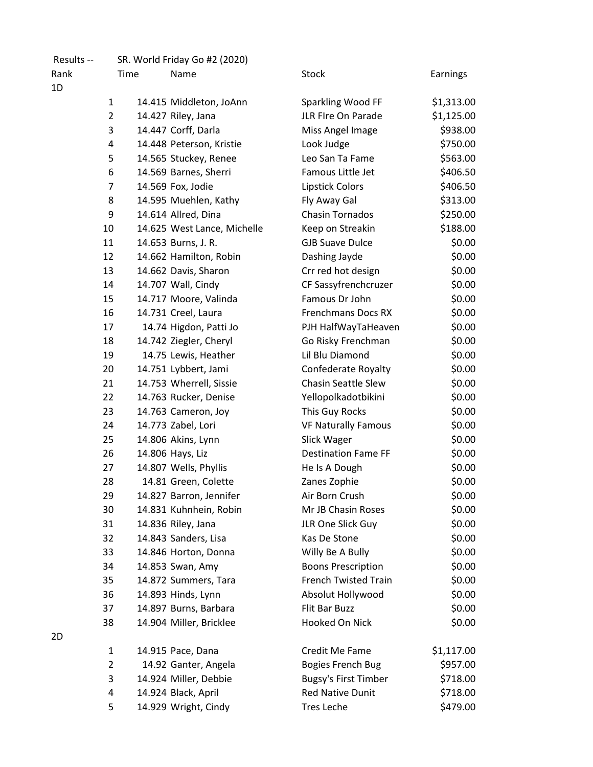| Results -- | SR. World Friday Go #2 (2020) | | | |
|---|---|---|---|---|
| Rank | Time | Name | Stock | Earnings |
| 1D | | | | |
| 1 | 14.415 | Middleton, JoAnn | Sparkling Wood FF | $1,313.00 |
| 2 | 14.427 | Riley, Jana | JLR FIre On Parade | $1,125.00 |
| 3 | 14.447 | Corff, Darla | Miss Angel Image | $938.00 |
| 4 | 14.448 | Peterson, Kristie | Look Judge | $750.00 |
| 5 | 14.565 | Stuckey, Renee | Leo San Ta Fame | $563.00 |
| 6 | 14.569 | Barnes, Sherri | Famous Little Jet | $406.50 |
| 7 | 14.569 | Fox, Jodie | Lipstick Colors | $406.50 |
| 8 | 14.595 | Muehlen, Kathy | Fly Away Gal | $313.00 |
| 9 | 14.614 | Allred, Dina | Chasin Tornados | $250.00 |
| 10 | 14.625 | West Lance, Michelle | Keep on Streakin | $188.00 |
| 11 | 14.653 | Burns, J. R. | GJB Suave Dulce | $0.00 |
| 12 | 14.662 | Hamilton, Robin | Dashing Jayde | $0.00 |
| 13 | 14.662 | Davis, Sharon | Crr red hot design | $0.00 |
| 14 | 14.707 | Wall, Cindy | CF Sassyfrenchcruzer | $0.00 |
| 15 | 14.717 | Moore, Valinda | Famous Dr John | $0.00 |
| 16 | 14.731 | Creel, Laura | Frenchmans Docs RX | $0.00 |
| 17 | 14.74 | Higdon, Patti Jo | PJH HalfWayTaHeaven | $0.00 |
| 18 | 14.742 | Ziegler, Cheryl | Go Risky Frenchman | $0.00 |
| 19 | 14.75 | Lewis, Heather | Lil Blu Diamond | $0.00 |
| 20 | 14.751 | Lybbert, Jami | Confederate Royalty | $0.00 |
| 21 | 14.753 | Wherrell, Sissie | Chasin Seattle Slew | $0.00 |
| 22 | 14.763 | Rucker, Denise | Yellopolkadotbikini | $0.00 |
| 23 | 14.763 | Cameron, Joy | This Guy Rocks | $0.00 |
| 24 | 14.773 | Zabel, Lori | VF Naturally Famous | $0.00 |
| 25 | 14.806 | Akins, Lynn | Slick Wager | $0.00 |
| 26 | 14.806 | Hays, Liz | Destination Fame FF | $0.00 |
| 27 | 14.807 | Wells, Phyllis | He Is A Dough | $0.00 |
| 28 | 14.81 | Green, Colette | Zanes Zophie | $0.00 |
| 29 | 14.827 | Barron, Jennifer | Air Born Crush | $0.00 |
| 30 | 14.831 | Kuhnhein, Robin | Mr JB Chasin Roses | $0.00 |
| 31 | 14.836 | Riley, Jana | JLR One Slick Guy | $0.00 |
| 32 | 14.843 | Sanders, Lisa | Kas De Stone | $0.00 |
| 33 | 14.846 | Horton, Donna | Willy Be A Bully | $0.00 |
| 34 | 14.853 | Swan, Amy | Boons Prescription | $0.00 |
| 35 | 14.872 | Summers, Tara | French Twisted Train | $0.00 |
| 36 | 14.893 | Hinds, Lynn | Absolut Hollywood | $0.00 |
| 37 | 14.897 | Burns, Barbara | Flit Bar Buzz | $0.00 |
| 38 | 14.904 | Miller, Bricklee | Hooked On Nick | $0.00 |
| 2D | | | | |
| 1 | 14.915 | Pace, Dana | Credit Me Fame | $1,117.00 |
| 2 | 14.92 | Ganter, Angela | Bogies French Bug | $957.00 |
| 3 | 14.924 | Miller, Debbie | Bugsy's First Timber | $718.00 |
| 4 | 14.924 | Black, April | Red Native Dunit | $718.00 |
| 5 | 14.929 | Wright, Cindy | Tres Leche | $479.00 |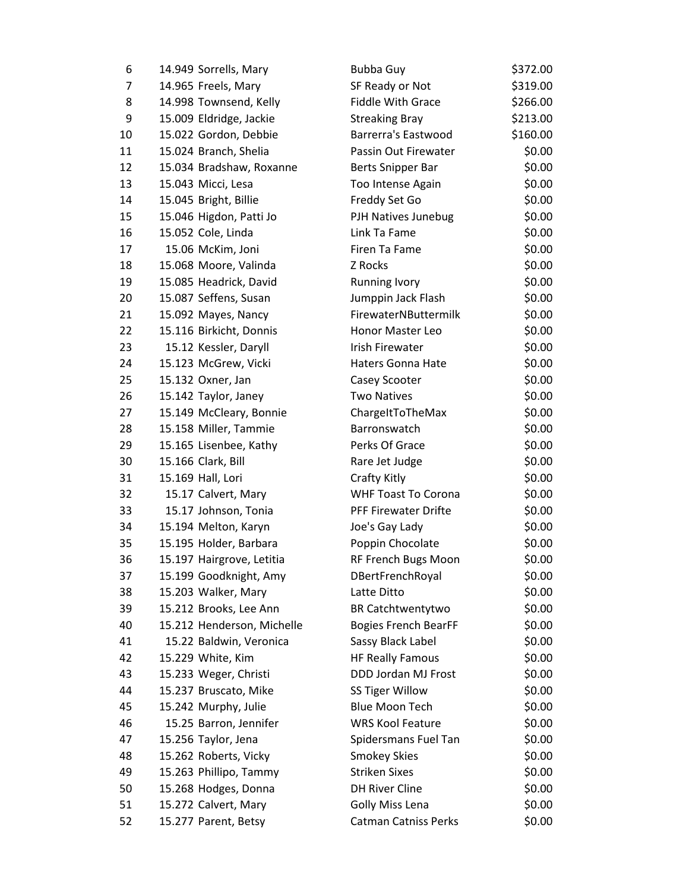| | | | | |
|---|---|---|---|---|
| 6 | 14.949 | Sorrells, Mary | Bubba Guy | $372.00 |
| 7 | 14.965 | Freels, Mary | SF Ready or Not | $319.00 |
| 8 | 14.998 | Townsend, Kelly | Fiddle With Grace | $266.00 |
| 9 | 15.009 | Eldridge, Jackie | Streaking Bray | $213.00 |
| 10 | 15.022 | Gordon, Debbie | Barrerra's Eastwood | $160.00 |
| 11 | 15.024 | Branch, Shelia | Passin Out Firewater | $0.00 |
| 12 | 15.034 | Bradshaw, Roxanne | Berts Snipper Bar | $0.00 |
| 13 | 15.043 | Micci, Lesa | Too Intense Again | $0.00 |
| 14 | 15.045 | Bright, Billie | Freddy Set Go | $0.00 |
| 15 | 15.046 | Higdon, Patti Jo | PJH Natives Junebug | $0.00 |
| 16 | 15.052 | Cole, Linda | Link Ta Fame | $0.00 |
| 17 | 15.06 | McKim, Joni | Firen Ta Fame | $0.00 |
| 18 | 15.068 | Moore, Valinda | Z Rocks | $0.00 |
| 19 | 15.085 | Headrick, David | Running Ivory | $0.00 |
| 20 | 15.087 | Seffens, Susan | Jumppin Jack Flash | $0.00 |
| 21 | 15.092 | Mayes, Nancy | FirewaterNButtermilk | $0.00 |
| 22 | 15.116 | Birkicht, Donnis | Honor Master Leo | $0.00 |
| 23 | 15.12 | Kessler, Daryll | Irish Firewater | $0.00 |
| 24 | 15.123 | McGrew, Vicki | Haters Gonna Hate | $0.00 |
| 25 | 15.132 | Oxner, Jan | Casey Scooter | $0.00 |
| 26 | 15.142 | Taylor, Janey | Two Natives | $0.00 |
| 27 | 15.149 | McCleary, Bonnie | ChargeItToTheMax | $0.00 |
| 28 | 15.158 | Miller, Tammie | Barronswatch | $0.00 |
| 29 | 15.165 | Lisenbee, Kathy | Perks Of Grace | $0.00 |
| 30 | 15.166 | Clark, Bill | Rare Jet Judge | $0.00 |
| 31 | 15.169 | Hall, Lori | Crafty Kitly | $0.00 |
| 32 | 15.17 | Calvert, Mary | WHF Toast To Corona | $0.00 |
| 33 | 15.17 | Johnson, Tonia | PFF Firewater Drifte | $0.00 |
| 34 | 15.194 | Melton, Karyn | Joe's Gay Lady | $0.00 |
| 35 | 15.195 | Holder, Barbara | Poppin Chocolate | $0.00 |
| 36 | 15.197 | Hairgrove, Letitia | RF French Bugs Moon | $0.00 |
| 37 | 15.199 | Goodknight, Amy | DBertFrenchRoyal | $0.00 |
| 38 | 15.203 | Walker, Mary | Latte Ditto | $0.00 |
| 39 | 15.212 | Brooks, Lee Ann | BR Catchtwentytwo | $0.00 |
| 40 | 15.212 | Henderson, Michelle | Bogies French BearFF | $0.00 |
| 41 | 15.22 | Baldwin, Veronica | Sassy Black Label | $0.00 |
| 42 | 15.229 | White, Kim | HF Really Famous | $0.00 |
| 43 | 15.233 | Weger, Christi | DDD Jordan MJ Frost | $0.00 |
| 44 | 15.237 | Bruscato, Mike | SS Tiger Willow | $0.00 |
| 45 | 15.242 | Murphy, Julie | Blue Moon Tech | $0.00 |
| 46 | 15.25 | Barron, Jennifer | WRS Kool Feature | $0.00 |
| 47 | 15.256 | Taylor, Jena | Spidersmans Fuel Tan | $0.00 |
| 48 | 15.262 | Roberts, Vicky | Smokey Skies | $0.00 |
| 49 | 15.263 | Phillipo, Tammy | Striken Sixes | $0.00 |
| 50 | 15.268 | Hodges, Donna | DH River Cline | $0.00 |
| 51 | 15.272 | Calvert, Mary | Golly Miss Lena | $0.00 |
| 52 | 15.277 | Parent, Betsy | Catman Catniss Perks | $0.00 |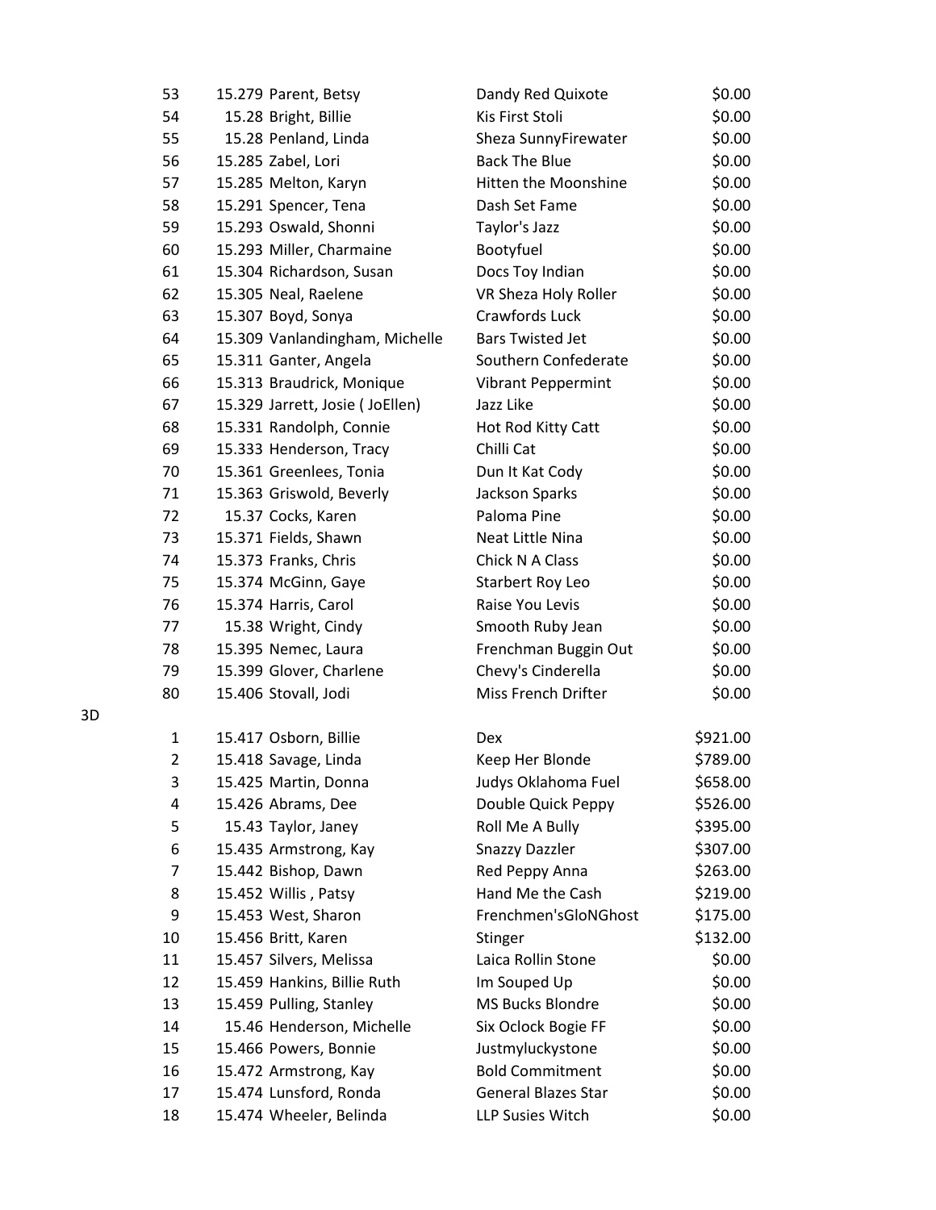| Place | Time | Rider | Horse | Payout |
|---|---|---|---|---|
| 53 | 15.279 | Parent, Betsy | Dandy Red Quixote | $0.00 |
| 54 | 15.28 | Bright, Billie | Kis First Stoli | $0.00 |
| 55 | 15.28 | Penland, Linda | Sheza SunnyFirewater | $0.00 |
| 56 | 15.285 | Zabel, Lori | Back The Blue | $0.00 |
| 57 | 15.285 | Melton, Karyn | Hitten the Moonshine | $0.00 |
| 58 | 15.291 | Spencer, Tena | Dash Set Fame | $0.00 |
| 59 | 15.293 | Oswald, Shonni | Taylor's Jazz | $0.00 |
| 60 | 15.293 | Miller, Charmaine | Bootyfuel | $0.00 |
| 61 | 15.304 | Richardson, Susan | Docs Toy Indian | $0.00 |
| 62 | 15.305 | Neal, Raelene | VR Sheza Holy Roller | $0.00 |
| 63 | 15.307 | Boyd, Sonya | Crawfords Luck | $0.00 |
| 64 | 15.309 | Vanlandingham, Michelle | Bars Twisted Jet | $0.00 |
| 65 | 15.311 | Ganter, Angela | Southern Confederate | $0.00 |
| 66 | 15.313 | Braudrick, Monique | Vibrant Peppermint | $0.00 |
| 67 | 15.329 | Jarrett, Josie ( JoEllen) | Jazz Like | $0.00 |
| 68 | 15.331 | Randolph, Connie | Hot Rod Kitty Catt | $0.00 |
| 69 | 15.333 | Henderson, Tracy | Chilli Cat | $0.00 |
| 70 | 15.361 | Greenlees, Tonia | Dun It Kat Cody | $0.00 |
| 71 | 15.363 | Griswold, Beverly | Jackson Sparks | $0.00 |
| 72 | 15.37 | Cocks, Karen | Paloma Pine | $0.00 |
| 73 | 15.371 | Fields, Shawn | Neat Little Nina | $0.00 |
| 74 | 15.373 | Franks, Chris | Chick N A Class | $0.00 |
| 75 | 15.374 | McGinn, Gaye | Starbert Roy Leo | $0.00 |
| 76 | 15.374 | Harris, Carol | Raise You Levis | $0.00 |
| 77 | 15.38 | Wright, Cindy | Smooth Ruby Jean | $0.00 |
| 78 | 15.395 | Nemec, Laura | Frenchman Buggin Out | $0.00 |
| 79 | 15.399 | Glover, Charlene | Chevy's Cinderella | $0.00 |
| 80 | 15.406 | Stovall, Jodi | Miss French Drifter | $0.00 |

3D

| Place | Time | Rider | Horse | Payout |
|---|---|---|---|---|
| 1 | 15.417 | Osborn, Billie | Dex | $921.00 |
| 2 | 15.418 | Savage, Linda | Keep Her Blonde | $789.00 |
| 3 | 15.425 | Martin, Donna | Judys Oklahoma Fuel | $658.00 |
| 4 | 15.426 | Abrams, Dee | Double Quick Peppy | $526.00 |
| 5 | 15.43 | Taylor, Janey | Roll Me A Bully | $395.00 |
| 6 | 15.435 | Armstrong, Kay | Snazzy Dazzler | $307.00 |
| 7 | 15.442 | Bishop, Dawn | Red Peppy Anna | $263.00 |
| 8 | 15.452 | Willis , Patsy | Hand Me the Cash | $219.00 |
| 9 | 15.453 | West, Sharon | Frenchmen'sGloNGhost | $175.00 |
| 10 | 15.456 | Britt, Karen | Stinger | $132.00 |
| 11 | 15.457 | Silvers, Melissa | Laica Rollin Stone | $0.00 |
| 12 | 15.459 | Hankins, Billie Ruth | Im Souped Up | $0.00 |
| 13 | 15.459 | Pulling, Stanley | MS Bucks Blondre | $0.00 |
| 14 | 15.46 | Henderson, Michelle | Six Oclock Bogie FF | $0.00 |
| 15 | 15.466 | Powers, Bonnie | Justmyluckystone | $0.00 |
| 16 | 15.472 | Armstrong, Kay | Bold Commitment | $0.00 |
| 17 | 15.474 | Lunsford, Ronda | General Blazes Star | $0.00 |
| 18 | 15.474 | Wheeler, Belinda | LLP Susies Witch | $0.00 |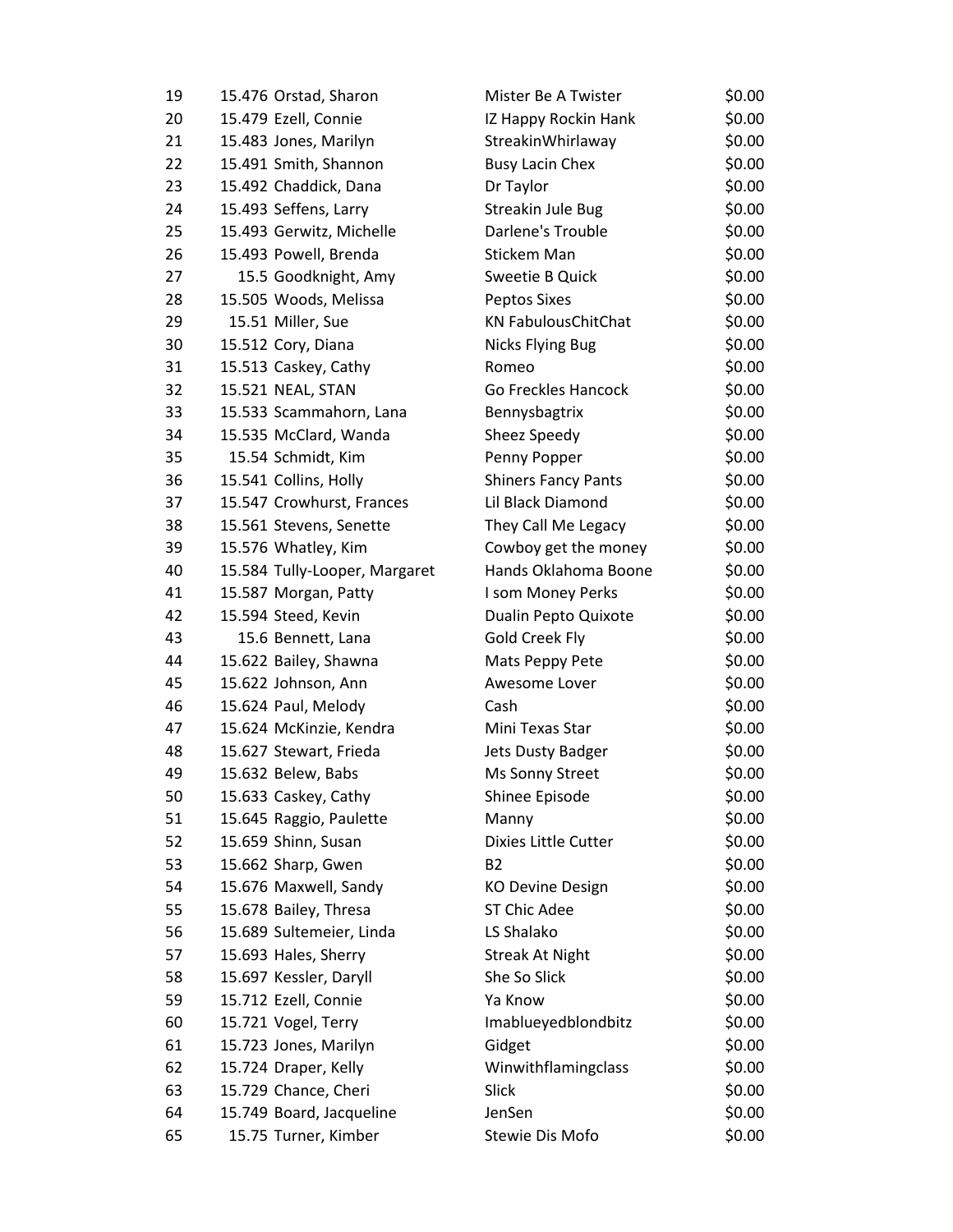| | | | | |
|---|---|---|---|---|
| 19 | 15.476 | Orstad, Sharon | Mister Be A Twister | $0.00 |
| 20 | 15.479 | Ezell, Connie | IZ Happy Rockin Hank | $0.00 |
| 21 | 15.483 | Jones, Marilyn | StreakinWhirlaway | $0.00 |
| 22 | 15.491 | Smith, Shannon | Busy Lacin Chex | $0.00 |
| 23 | 15.492 | Chaddick, Dana | Dr Taylor | $0.00 |
| 24 | 15.493 | Seffens, Larry | Streakin Jule Bug | $0.00 |
| 25 | 15.493 | Gerwitz, Michelle | Darlene's Trouble | $0.00 |
| 26 | 15.493 | Powell, Brenda | Stickem Man | $0.00 |
| 27 | 15.5 | Goodknight, Amy | Sweetie B Quick | $0.00 |
| 28 | 15.505 | Woods, Melissa | Peptos Sixes | $0.00 |
| 29 | 15.51 | Miller, Sue | KN FabulousChitChat | $0.00 |
| 30 | 15.512 | Cory, Diana | Nicks Flying Bug | $0.00 |
| 31 | 15.513 | Caskey, Cathy | Romeo | $0.00 |
| 32 | 15.521 | NEAL, STAN | Go Freckles Hancock | $0.00 |
| 33 | 15.533 | Scammahorn, Lana | Bennysbagtrix | $0.00 |
| 34 | 15.535 | McClard, Wanda | Sheez Speedy | $0.00 |
| 35 | 15.54 | Schmidt, Kim | Penny Popper | $0.00 |
| 36 | 15.541 | Collins, Holly | Shiners Fancy Pants | $0.00 |
| 37 | 15.547 | Crowhurst, Frances | Lil Black Diamond | $0.00 |
| 38 | 15.561 | Stevens, Senette | They Call Me Legacy | $0.00 |
| 39 | 15.576 | Whatley, Kim | Cowboy get the money | $0.00 |
| 40 | 15.584 | Tully-Looper, Margaret | Hands Oklahoma Boone | $0.00 |
| 41 | 15.587 | Morgan, Patty | I som Money Perks | $0.00 |
| 42 | 15.594 | Steed, Kevin | Dualin Pepto Quixote | $0.00 |
| 43 | 15.6 | Bennett, Lana | Gold Creek Fly | $0.00 |
| 44 | 15.622 | Bailey, Shawna | Mats Peppy Pete | $0.00 |
| 45 | 15.622 | Johnson, Ann | Awesome Lover | $0.00 |
| 46 | 15.624 | Paul, Melody | Cash | $0.00 |
| 47 | 15.624 | McKinzie, Kendra | Mini Texas Star | $0.00 |
| 48 | 15.627 | Stewart, Frieda | Jets Dusty Badger | $0.00 |
| 49 | 15.632 | Belew, Babs | Ms Sonny Street | $0.00 |
| 50 | 15.633 | Caskey, Cathy | Shinee Episode | $0.00 |
| 51 | 15.645 | Raggio, Paulette | Manny | $0.00 |
| 52 | 15.659 | Shinn, Susan | Dixies Little Cutter | $0.00 |
| 53 | 15.662 | Sharp, Gwen | B2 | $0.00 |
| 54 | 15.676 | Maxwell, Sandy | KO Devine Design | $0.00 |
| 55 | 15.678 | Bailey, Thresa | ST Chic Adee | $0.00 |
| 56 | 15.689 | Sultemeier, Linda | LS Shalako | $0.00 |
| 57 | 15.693 | Hales, Sherry | Streak At Night | $0.00 |
| 58 | 15.697 | Kessler, Daryll | She So Slick | $0.00 |
| 59 | 15.712 | Ezell, Connie | Ya Know | $0.00 |
| 60 | 15.721 | Vogel, Terry | Imablueyedblondbitz | $0.00 |
| 61 | 15.723 | Jones, Marilyn | Gidget | $0.00 |
| 62 | 15.724 | Draper, Kelly | Winwithflamingclass | $0.00 |
| 63 | 15.729 | Chance, Cheri | Slick | $0.00 |
| 64 | 15.749 | Board, Jacqueline | JenSen | $0.00 |
| 65 | 15.75 | Turner, Kimber | Stewie Dis Mofo | $0.00 |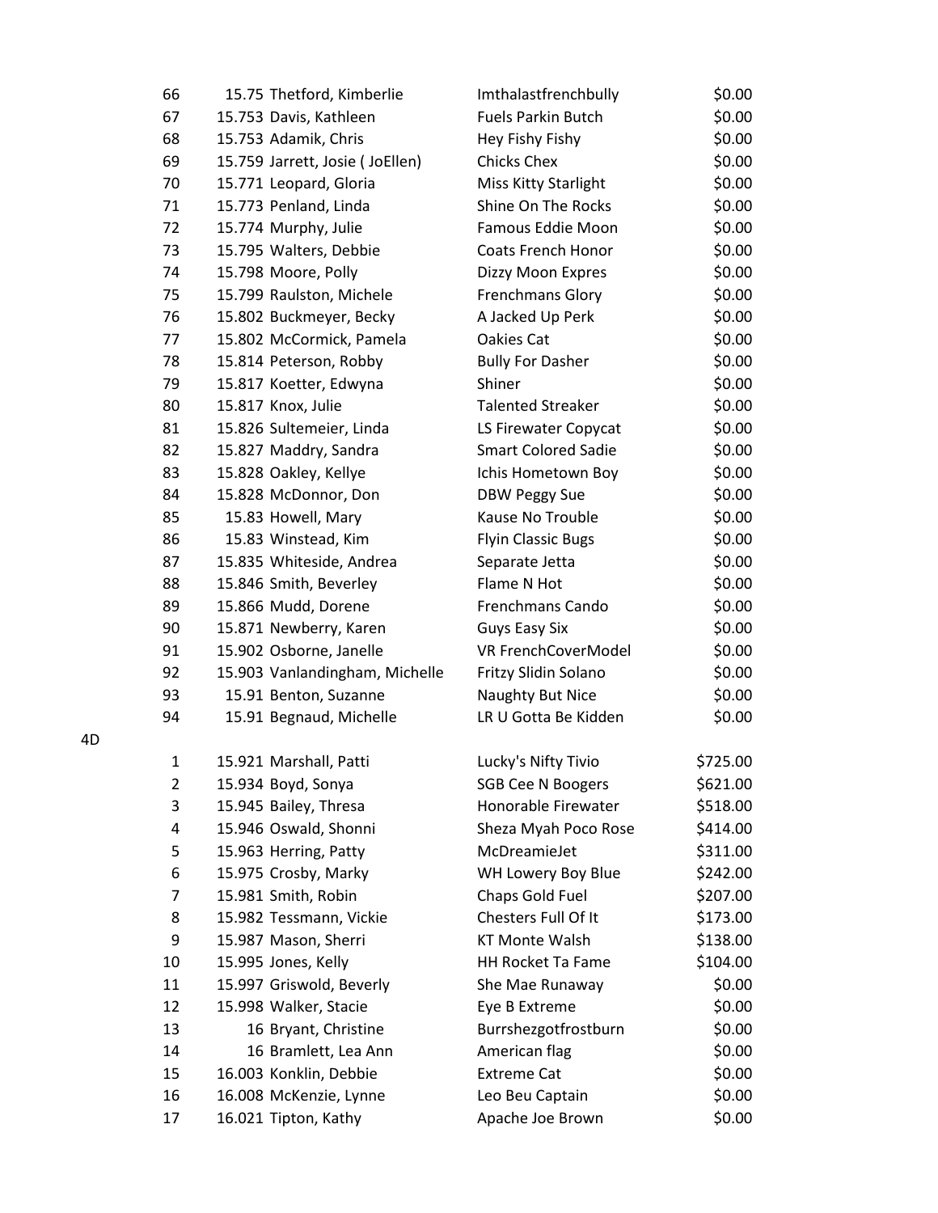| | | | |
|---|---|---|---|
| 66 | 15.75 Thetford, Kimberlie | Imthalastfrenchbully | $0.00 |
| 67 | 15.753 Davis, Kathleen | Fuels Parkin Butch | $0.00 |
| 68 | 15.753 Adamik, Chris | Hey Fishy Fishy | $0.00 |
| 69 | 15.759 Jarrett, Josie ( JoEllen) | Chicks Chex | $0.00 |
| 70 | 15.771 Leopard, Gloria | Miss Kitty Starlight | $0.00 |
| 71 | 15.773 Penland, Linda | Shine On The Rocks | $0.00 |
| 72 | 15.774 Murphy, Julie | Famous Eddie Moon | $0.00 |
| 73 | 15.795 Walters, Debbie | Coats French Honor | $0.00 |
| 74 | 15.798 Moore, Polly | Dizzy Moon Expres | $0.00 |
| 75 | 15.799 Raulston, Michele | Frenchmans Glory | $0.00 |
| 76 | 15.802 Buckmeyer, Becky | A Jacked Up Perk | $0.00 |
| 77 | 15.802 McCormick, Pamela | Oakies Cat | $0.00 |
| 78 | 15.814 Peterson, Robby | Bully For Dasher | $0.00 |
| 79 | 15.817 Koetter, Edwyna | Shiner | $0.00 |
| 80 | 15.817 Knox, Julie | Talented Streaker | $0.00 |
| 81 | 15.826 Sultemeier, Linda | LS Firewater Copycat | $0.00 |
| 82 | 15.827 Maddry, Sandra | Smart Colored Sadie | $0.00 |
| 83 | 15.828 Oakley, Kellye | Ichis Hometown Boy | $0.00 |
| 84 | 15.828 McDonnor, Don | DBW Peggy Sue | $0.00 |
| 85 | 15.83 Howell, Mary | Kause No Trouble | $0.00 |
| 86 | 15.83 Winstead, Kim | Flyin Classic Bugs | $0.00 |
| 87 | 15.835 Whiteside, Andrea | Separate Jetta | $0.00 |
| 88 | 15.846 Smith, Beverley | Flame N Hot | $0.00 |
| 89 | 15.866 Mudd, Dorene | Frenchmans Cando | $0.00 |
| 90 | 15.871 Newberry, Karen | Guys Easy Six | $0.00 |
| 91 | 15.902 Osborne, Janelle | VR FrenchCoverModel | $0.00 |
| 92 | 15.903 Vanlandingham, Michelle | Fritzy Slidin Solano | $0.00 |
| 93 | 15.91 Benton, Suzanne | Naughty But Nice | $0.00 |
| 94 | 15.91 Begnaud, Michelle | LR U Gotta Be Kidden | $0.00 |

4D

| | | | |
|---|---|---|---|
| 1 | 15.921 Marshall, Patti | Lucky's Nifty Tivio | $725.00 |
| 2 | 15.934 Boyd, Sonya | SGB Cee N Boogers | $621.00 |
| 3 | 15.945 Bailey, Thresa | Honorable Firewater | $518.00 |
| 4 | 15.946 Oswald, Shonni | Sheza Myah Poco Rose | $414.00 |
| 5 | 15.963 Herring, Patty | McDreamieJet | $311.00 |
| 6 | 15.975 Crosby, Marky | WH Lowery Boy Blue | $242.00 |
| 7 | 15.981 Smith, Robin | Chaps Gold Fuel | $207.00 |
| 8 | 15.982 Tessmann, Vickie | Chesters Full Of It | $173.00 |
| 9 | 15.987 Mason, Sherri | KT Monte Walsh | $138.00 |
| 10 | 15.995 Jones, Kelly | HH Rocket Ta Fame | $104.00 |
| 11 | 15.997 Griswold, Beverly | She Mae Runaway | $0.00 |
| 12 | 15.998 Walker, Stacie | Eye B Extreme | $0.00 |
| 13 | 16 Bryant, Christine | Burrshezgotfrostburn | $0.00 |
| 14 | 16 Bramlett, Lea Ann | American flag | $0.00 |
| 15 | 16.003 Konklin, Debbie | Extreme Cat | $0.00 |
| 16 | 16.008 McKenzie, Lynne | Leo Beu Captain | $0.00 |
| 17 | 16.021 Tipton, Kathy | Apache Joe Brown | $0.00 |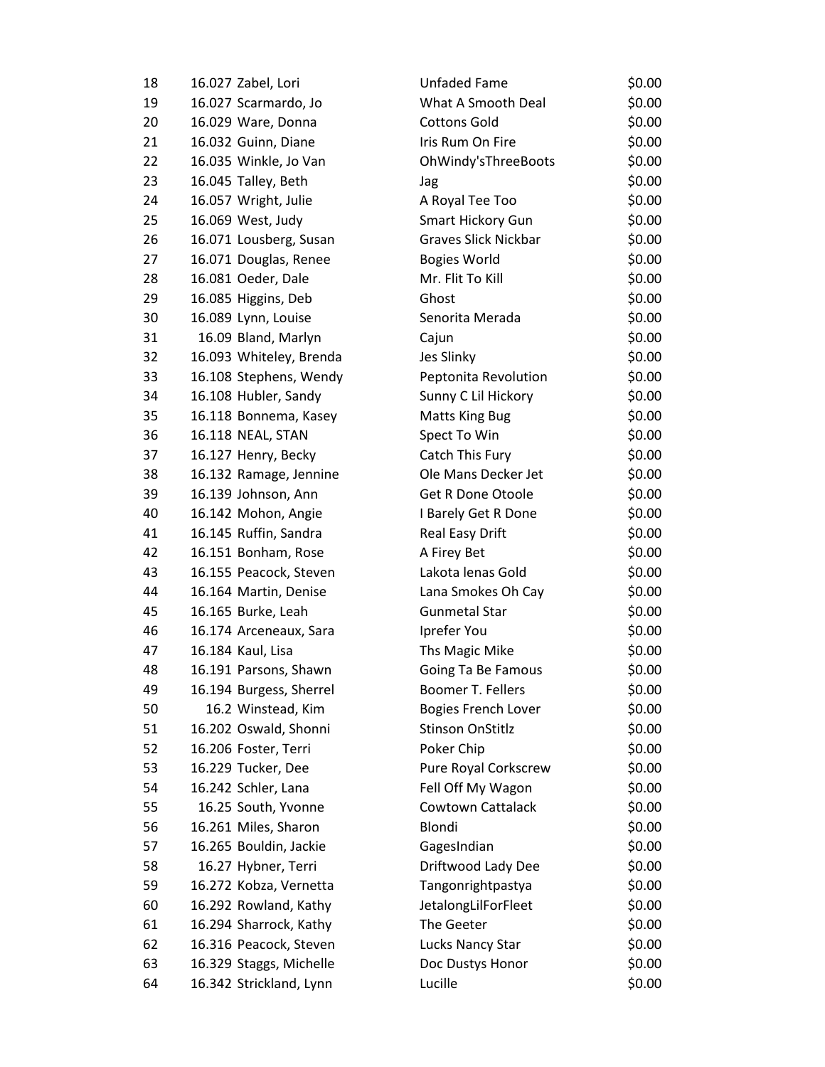| | | | | |
|---|---|---|---|---|
| 18 | 16.027 | Zabel, Lori | Unfaded Fame | $0.00 |
| 19 | 16.027 | Scarmardo, Jo | What A Smooth Deal | $0.00 |
| 20 | 16.029 | Ware, Donna | Cottons Gold | $0.00 |
| 21 | 16.032 | Guinn, Diane | Iris Rum On Fire | $0.00 |
| 22 | 16.035 | Winkle, Jo Van | OhWindy'sThreeBoots | $0.00 |
| 23 | 16.045 | Talley, Beth | Jag | $0.00 |
| 24 | 16.057 | Wright, Julie | A Royal Tee Too | $0.00 |
| 25 | 16.069 | West, Judy | Smart Hickory Gun | $0.00 |
| 26 | 16.071 | Lousberg, Susan | Graves Slick Nickbar | $0.00 |
| 27 | 16.071 | Douglas, Renee | Bogies World | $0.00 |
| 28 | 16.081 | Oeder, Dale | Mr. Flit To Kill | $0.00 |
| 29 | 16.085 | Higgins, Deb | Ghost | $0.00 |
| 30 | 16.089 | Lynn, Louise | Senorita Merada | $0.00 |
| 31 | 16.09 | Bland, Marlyn | Cajun | $0.00 |
| 32 | 16.093 | Whiteley, Brenda | Jes Slinky | $0.00 |
| 33 | 16.108 | Stephens, Wendy | Peptonita Revolution | $0.00 |
| 34 | 16.108 | Hubler, Sandy | Sunny C Lil Hickory | $0.00 |
| 35 | 16.118 | Bonnema, Kasey | Matts King Bug | $0.00 |
| 36 | 16.118 | NEAL, STAN | Spect To Win | $0.00 |
| 37 | 16.127 | Henry, Becky | Catch This Fury | $0.00 |
| 38 | 16.132 | Ramage, Jennine | Ole Mans Decker Jet | $0.00 |
| 39 | 16.139 | Johnson, Ann | Get R Done Otoole | $0.00 |
| 40 | 16.142 | Mohon, Angie | I Barely Get R Done | $0.00 |
| 41 | 16.145 | Ruffin, Sandra | Real Easy Drift | $0.00 |
| 42 | 16.151 | Bonham, Rose | A Firey Bet | $0.00 |
| 43 | 16.155 | Peacock, Steven | Lakota lenas Gold | $0.00 |
| 44 | 16.164 | Martin, Denise | Lana Smokes Oh Cay | $0.00 |
| 45 | 16.165 | Burke, Leah | Gunmetal Star | $0.00 |
| 46 | 16.174 | Arceneaux, Sara | Iprefer You | $0.00 |
| 47 | 16.184 | Kaul, Lisa | Ths Magic Mike | $0.00 |
| 48 | 16.191 | Parsons, Shawn | Going Ta Be Famous | $0.00 |
| 49 | 16.194 | Burgess, Sherrel | Boomer T. Fellers | $0.00 |
| 50 | 16.2 | Winstead, Kim | Bogies French Lover | $0.00 |
| 51 | 16.202 | Oswald, Shonni | Stinson OnStitlz | $0.00 |
| 52 | 16.206 | Foster, Terri | Poker Chip | $0.00 |
| 53 | 16.229 | Tucker, Dee | Pure Royal Corkscrew | $0.00 |
| 54 | 16.242 | Schler, Lana | Fell Off My Wagon | $0.00 |
| 55 | 16.25 | South, Yvonne | Cowtown Cattalack | $0.00 |
| 56 | 16.261 | Miles, Sharon | Blondi | $0.00 |
| 57 | 16.265 | Bouldin, Jackie | GagesIndian | $0.00 |
| 58 | 16.27 | Hybner, Terri | Driftwood Lady Dee | $0.00 |
| 59 | 16.272 | Kobza, Vernetta | Tangonrightpastya | $0.00 |
| 60 | 16.292 | Rowland, Kathy | JetalongLilForFleet | $0.00 |
| 61 | 16.294 | Sharrock, Kathy | The Geeter | $0.00 |
| 62 | 16.316 | Peacock, Steven | Lucks Nancy Star | $0.00 |
| 63 | 16.329 | Staggs, Michelle | Doc Dustys Honor | $0.00 |
| 64 | 16.342 | Strickland, Lynn | Lucille | $0.00 |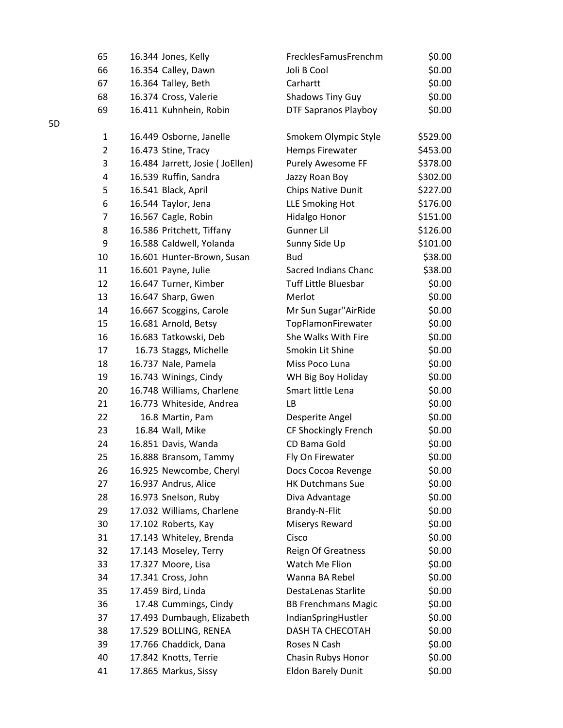| | | | | |
|---|---|---|---|---|
| 65 | 16.344 | Jones, Kelly | FrecklesFamusFrenchm | $0.00 |
| 66 | 16.354 | Calley, Dawn | Joli B Cool | $0.00 |
| 67 | 16.364 | Talley, Beth | Carhartt | $0.00 |
| 68 | 16.374 | Cross, Valerie | Shadows Tiny Guy | $0.00 |
| 69 | 16.411 | Kuhnhein, Robin | DTF Sapranos Playboy | $0.00 |

5D

| | | | | |
|---|---|---|---|---|
| 1 | 16.449 | Osborne, Janelle | Smokem Olympic Style | $529.00 |
| 2 | 16.473 | Stine, Tracy | Hemps Firewater | $453.00 |
| 3 | 16.484 | Jarrett, Josie ( JoEllen) | Purely Awesome FF | $378.00 |
| 4 | 16.539 | Ruffin, Sandra | Jazzy Roan Boy | $302.00 |
| 5 | 16.541 | Black, April | Chips Native Dunit | $227.00 |
| 6 | 16.544 | Taylor, Jena | LLE Smoking Hot | $176.00 |
| 7 | 16.567 | Cagle, Robin | Hidalgo Honor | $151.00 |
| 8 | 16.586 | Pritchett, Tiffany | Gunner Lil | $126.00 |
| 9 | 16.588 | Caldwell, Yolanda | Sunny Side Up | $101.00 |
| 10 | 16.601 | Hunter-Brown, Susan | Bud | $38.00 |
| 11 | 16.601 | Payne, Julie | Sacred Indians Chanc | $38.00 |
| 12 | 16.647 | Turner, Kimber | Tuff Little Bluesbar | $0.00 |
| 13 | 16.647 | Sharp, Gwen | Merlot | $0.00 |
| 14 | 16.667 | Scoggins, Carole | Mr Sun Sugar"AirRide | $0.00 |
| 15 | 16.681 | Arnold, Betsy | TopFlamonFirewater | $0.00 |
| 16 | 16.683 | Tatkowski, Deb | She Walks With Fire | $0.00 |
| 17 | 16.73 | Staggs, Michelle | Smokin Lit Shine | $0.00 |
| 18 | 16.737 | Nale, Pamela | Miss Poco Luna | $0.00 |
| 19 | 16.743 | Winings, Cindy | WH Big Boy Holiday | $0.00 |
| 20 | 16.748 | Williams, Charlene | Smart little Lena | $0.00 |
| 21 | 16.773 | Whiteside, Andrea | LB | $0.00 |
| 22 | 16.8 | Martin, Pam | Desperite Angel | $0.00 |
| 23 | 16.84 | Wall, Mike | CF Shockingly French | $0.00 |
| 24 | 16.851 | Davis, Wanda | CD Bama Gold | $0.00 |
| 25 | 16.888 | Bransom, Tammy | Fly On Firewater | $0.00 |
| 26 | 16.925 | Newcombe, Cheryl | Docs Cocoa Revenge | $0.00 |
| 27 | 16.937 | Andrus, Alice | HK Dutchmans Sue | $0.00 |
| 28 | 16.973 | Snelson, Ruby | Diva Advantage | $0.00 |
| 29 | 17.032 | Williams, Charlene | Brandy-N-Flit | $0.00 |
| 30 | 17.102 | Roberts, Kay | Miserys Reward | $0.00 |
| 31 | 17.143 | Whiteley, Brenda | Cisco | $0.00 |
| 32 | 17.143 | Moseley, Terry | Reign Of Greatness | $0.00 |
| 33 | 17.327 | Moore, Lisa | Watch Me Flion | $0.00 |
| 34 | 17.341 | Cross, John | Wanna BA Rebel | $0.00 |
| 35 | 17.459 | Bird, Linda | DestaLenas Starlite | $0.00 |
| 36 | 17.48 | Cummings, Cindy | BB Frenchmans Magic | $0.00 |
| 37 | 17.493 | Dumbaugh, Elizabeth | IndianSpringHustler | $0.00 |
| 38 | 17.529 | BOLLING, RENEA | DASH TA CHECOTAH | $0.00 |
| 39 | 17.766 | Chaddick, Dana | Roses N Cash | $0.00 |
| 40 | 17.842 | Knotts, Terrie | Chasin Rubys Honor | $0.00 |
| 41 | 17.865 | Markus, Sissy | Eldon Barely Dunit | $0.00 |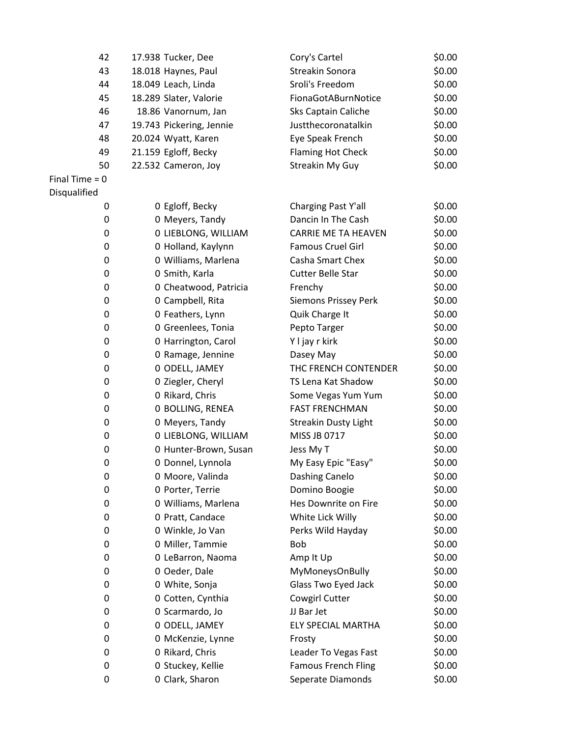| | | | | |
|---|---|---|---|---|
| 42 | 17.938 | Tucker, Dee | Cory's Cartel | $0.00 |
| 43 | 18.018 | Haynes, Paul | Streakin Sonora | $0.00 |
| 44 | 18.049 | Leach, Linda | Sroli's Freedom | $0.00 |
| 45 | 18.289 | Slater, Valorie | FionaGotABurnNotice | $0.00 |
| 46 | 18.86 | Vanornum, Jan | Sks Captain Caliche | $0.00 |
| 47 | 19.743 | Pickering, Jennie | Justthecoronatalkin | $0.00 |
| 48 | 20.024 | Wyatt, Karen | Eye Speak French | $0.00 |
| 49 | 21.159 | Egloff, Becky | Flaming Hot Check | $0.00 |
| 50 | 22.532 | Cameron, Joy | Streakin My Guy | $0.00 |

Final Time = 0

Disqualified

| | | | | |
|---|---|---|---|---|
| 0 | 0 | Egloff, Becky | Charging Past Y'all | $0.00 |
| 0 | 0 | Meyers, Tandy | Dancin In The Cash | $0.00 |
| 0 | 0 | LIEBLONG, WILLIAM | CARRIE ME TA HEAVEN | $0.00 |
| 0 | 0 | Holland, Kaylynn | Famous Cruel Girl | $0.00 |
| 0 | 0 | Williams, Marlena | Casha Smart Chex | $0.00 |
| 0 | 0 | Smith, Karla | Cutter Belle Star | $0.00 |
| 0 | 0 | Cheatwood, Patricia | Frenchy | $0.00 |
| 0 | 0 | Campbell, Rita | Siemons Prissey Perk | $0.00 |
| 0 | 0 | Feathers, Lynn | Quik Charge It | $0.00 |
| 0 | 0 | Greenlees, Tonia | Pepto Targer | $0.00 |
| 0 | 0 | Harrington, Carol | Y l jay r kirk | $0.00 |
| 0 | 0 | Ramage, Jennine | Dasey May | $0.00 |
| 0 | 0 | ODELL, JAMEY | THC FRENCH CONTENDER | $0.00 |
| 0 | 0 | Ziegler, Cheryl | TS Lena Kat Shadow | $0.00 |
| 0 | 0 | Rikard, Chris | Some Vegas Yum Yum | $0.00 |
| 0 | 0 | BOLLING, RENEA | FAST FRENCHMAN | $0.00 |
| 0 | 0 | Meyers, Tandy | Streakin Dusty Light | $0.00 |
| 0 | 0 | LIEBLONG, WILLIAM | MISS JB 0717 | $0.00 |
| 0 | 0 | Hunter-Brown, Susan | Jess My T | $0.00 |
| 0 | 0 | Donnel, Lynnola | My Easy Epic "Easy" | $0.00 |
| 0 | 0 | Moore, Valinda | Dashing Canelo | $0.00 |
| 0 | 0 | Porter, Terrie | Domino Boogie | $0.00 |
| 0 | 0 | Williams, Marlena | Hes Downrite on Fire | $0.00 |
| 0 | 0 | Pratt, Candace | White Lick Willy | $0.00 |
| 0 | 0 | Winkle, Jo Van | Perks Wild Hayday | $0.00 |
| 0 | 0 | Miller, Tammie | Bob | $0.00 |
| 0 | 0 | LeBarron, Naoma | Amp It Up | $0.00 |
| 0 | 0 | Oeder, Dale | MyMoneysOnBully | $0.00 |
| 0 | 0 | White, Sonja | Glass Two Eyed Jack | $0.00 |
| 0 | 0 | Cotten, Cynthia | Cowgirl Cutter | $0.00 |
| 0 | 0 | Scarmardo, Jo | JJ Bar Jet | $0.00 |
| 0 | 0 | ODELL, JAMEY | ELY SPECIAL MARTHA | $0.00 |
| 0 | 0 | McKenzie, Lynne | Frosty | $0.00 |
| 0 | 0 | Rikard, Chris | Leader To Vegas Fast | $0.00 |
| 0 | 0 | Stuckey, Kellie | Famous French Fling | $0.00 |
| 0 | 0 | Clark, Sharon | Seperate Diamonds | $0.00 |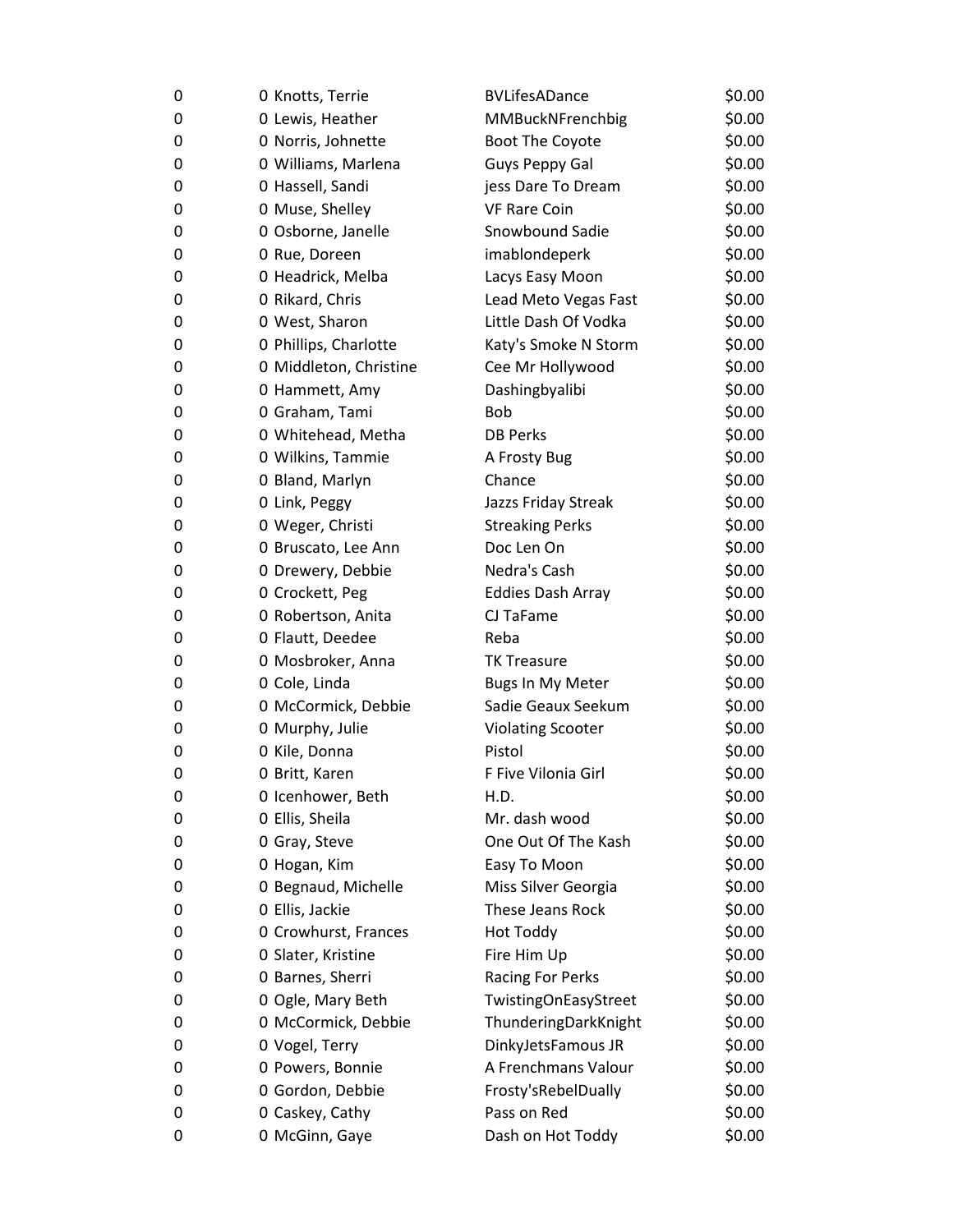| | | | | |
|---|---|---|---|---|
| 0 | 0 | Knotts, Terrie | BVLifesADance | $0.00 |
| 0 | 0 | Lewis, Heather | MMBuckNFrenchbig | $0.00 |
| 0 | 0 | Norris, Johnette | Boot The Coyote | $0.00 |
| 0 | 0 | Williams, Marlena | Guys Peppy Gal | $0.00 |
| 0 | 0 | Hassell, Sandi | jess Dare To Dream | $0.00 |
| 0 | 0 | Muse, Shelley | VF Rare Coin | $0.00 |
| 0 | 0 | Osborne, Janelle | Snowbound Sadie | $0.00 |
| 0 | 0 | Rue, Doreen | imablondeperk | $0.00 |
| 0 | 0 | Headrick, Melba | Lacys Easy Moon | $0.00 |
| 0 | 0 | Rikard, Chris | Lead Meto Vegas Fast | $0.00 |
| 0 | 0 | West, Sharon | Little Dash Of Vodka | $0.00 |
| 0 | 0 | Phillips, Charlotte | Katy's Smoke N Storm | $0.00 |
| 0 | 0 | Middleton, Christine | Cee Mr Hollywood | $0.00 |
| 0 | 0 | Hammett, Amy | Dashingbyalibi | $0.00 |
| 0 | 0 | Graham, Tami | Bob | $0.00 |
| 0 | 0 | Whitehead, Metha | DB Perks | $0.00 |
| 0 | 0 | Wilkins, Tammie | A Frosty Bug | $0.00 |
| 0 | 0 | Bland, Marlyn | Chance | $0.00 |
| 0 | 0 | Link, Peggy | Jazzs Friday Streak | $0.00 |
| 0 | 0 | Weger, Christi | Streaking Perks | $0.00 |
| 0 | 0 | Bruscato, Lee Ann | Doc Len On | $0.00 |
| 0 | 0 | Drewery, Debbie | Nedra's Cash | $0.00 |
| 0 | 0 | Crockett, Peg | Eddies Dash Array | $0.00 |
| 0 | 0 | Robertson, Anita | CJ TaFame | $0.00 |
| 0 | 0 | Flautt, Deedee | Reba | $0.00 |
| 0 | 0 | Mosbroker, Anna | TK Treasure | $0.00 |
| 0 | 0 | Cole, Linda | Bugs In My Meter | $0.00 |
| 0 | 0 | McCormick, Debbie | Sadie Geaux Seekum | $0.00 |
| 0 | 0 | Murphy, Julie | Violating Scooter | $0.00 |
| 0 | 0 | Kile, Donna | Pistol | $0.00 |
| 0 | 0 | Britt, Karen | F Five Vilonia Girl | $0.00 |
| 0 | 0 | Icenhower, Beth | H.D. | $0.00 |
| 0 | 0 | Ellis, Sheila | Mr. dash wood | $0.00 |
| 0 | 0 | Gray, Steve | One Out Of The Kash | $0.00 |
| 0 | 0 | Hogan, Kim | Easy To Moon | $0.00 |
| 0 | 0 | Begnaud, Michelle | Miss Silver Georgia | $0.00 |
| 0 | 0 | Ellis, Jackie | These Jeans Rock | $0.00 |
| 0 | 0 | Crowhurst, Frances | Hot Toddy | $0.00 |
| 0 | 0 | Slater, Kristine | Fire Him Up | $0.00 |
| 0 | 0 | Barnes, Sherri | Racing For Perks | $0.00 |
| 0 | 0 | Ogle, Mary Beth | TwistingOnEasyStreet | $0.00 |
| 0 | 0 | McCormick, Debbie | ThunderingDarkKnight | $0.00 |
| 0 | 0 | Vogel, Terry | DinkyJetsFamous JR | $0.00 |
| 0 | 0 | Powers, Bonnie | A Frenchmans Valour | $0.00 |
| 0 | 0 | Gordon, Debbie | Frosty'sRebelDually | $0.00 |
| 0 | 0 | Caskey, Cathy | Pass on Red | $0.00 |
| 0 | 0 | McGinn, Gaye | Dash on Hot Toddy | $0.00 |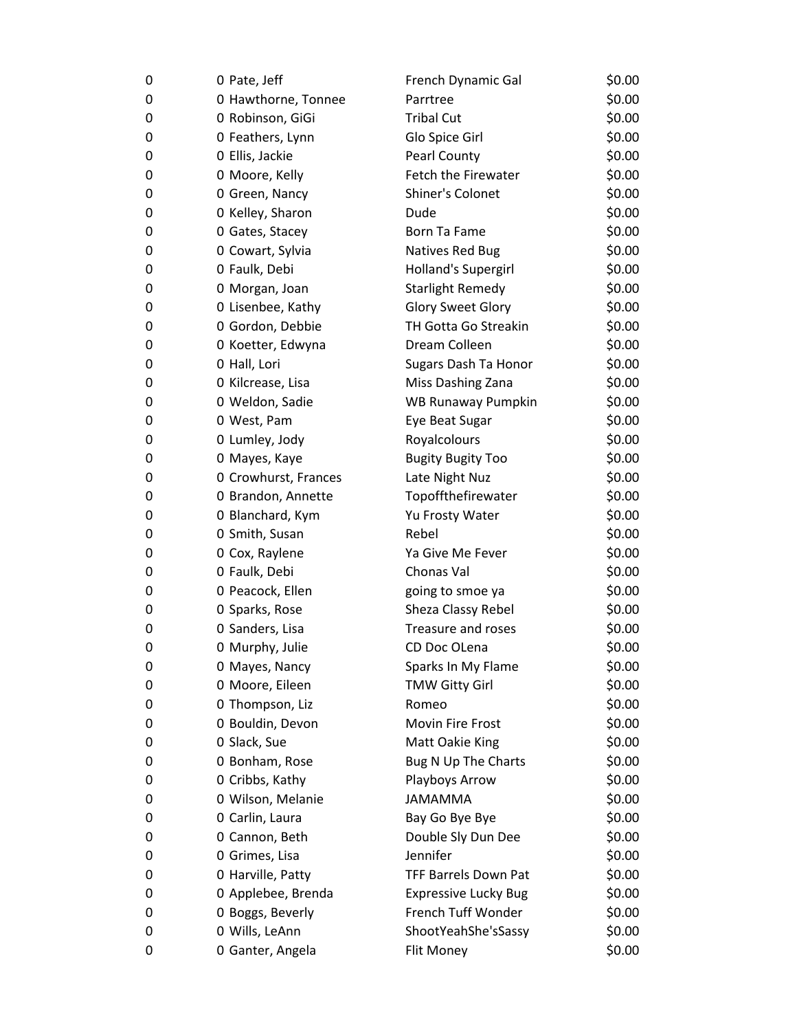| | | | | |
|---|---|---|---|---|
| 0 | 0 | Pate, Jeff | French Dynamic Gal | $0.00 |
| 0 | 0 | Hawthorne, Tonnee | Parrtree | $0.00 |
| 0 | 0 | Robinson, GiGi | Tribal Cut | $0.00 |
| 0 | 0 | Feathers, Lynn | Glo Spice Girl | $0.00 |
| 0 | 0 | Ellis, Jackie | Pearl County | $0.00 |
| 0 | 0 | Moore, Kelly | Fetch the Firewater | $0.00 |
| 0 | 0 | Green, Nancy | Shiner's Colonet | $0.00 |
| 0 | 0 | Kelley, Sharon | Dude | $0.00 |
| 0 | 0 | Gates, Stacey | Born Ta Fame | $0.00 |
| 0 | 0 | Cowart, Sylvia | Natives Red Bug | $0.00 |
| 0 | 0 | Faulk, Debi | Holland's Supergirl | $0.00 |
| 0 | 0 | Morgan, Joan | Starlight Remedy | $0.00 |
| 0 | 0 | Lisenbee, Kathy | Glory Sweet Glory | $0.00 |
| 0 | 0 | Gordon, Debbie | TH Gotta Go Streakin | $0.00 |
| 0 | 0 | Koetter, Edwyna | Dream Colleen | $0.00 |
| 0 | 0 | Hall, Lori | Sugars Dash Ta Honor | $0.00 |
| 0 | 0 | Kilcrease, Lisa | Miss Dashing Zana | $0.00 |
| 0 | 0 | Weldon, Sadie | WB Runaway Pumpkin | $0.00 |
| 0 | 0 | West, Pam | Eye Beat Sugar | $0.00 |
| 0 | 0 | Lumley, Jody | Royalcolours | $0.00 |
| 0 | 0 | Mayes, Kaye | Bugity Bugity Too | $0.00 |
| 0 | 0 | Crowhurst, Frances | Late Night Nuz | $0.00 |
| 0 | 0 | Brandon, Annette | Topoffthefirewater | $0.00 |
| 0 | 0 | Blanchard, Kym | Yu Frosty Water | $0.00 |
| 0 | 0 | Smith, Susan | Rebel | $0.00 |
| 0 | 0 | Cox, Raylene | Ya Give Me Fever | $0.00 |
| 0 | 0 | Faulk, Debi | Chonas Val | $0.00 |
| 0 | 0 | Peacock, Ellen | going to smoe ya | $0.00 |
| 0 | 0 | Sparks, Rose | Sheza Classy Rebel | $0.00 |
| 0 | 0 | Sanders, Lisa | Treasure and roses | $0.00 |
| 0 | 0 | Murphy, Julie | CD Doc OLena | $0.00 |
| 0 | 0 | Mayes, Nancy | Sparks In My Flame | $0.00 |
| 0 | 0 | Moore, Eileen | TMW Gitty Girl | $0.00 |
| 0 | 0 | Thompson, Liz | Romeo | $0.00 |
| 0 | 0 | Bouldin, Devon | Movin Fire Frost | $0.00 |
| 0 | 0 | Slack, Sue | Matt Oakie King | $0.00 |
| 0 | 0 | Bonham, Rose | Bug N Up The Charts | $0.00 |
| 0 | 0 | Cribbs, Kathy | Playboys Arrow | $0.00 |
| 0 | 0 | Wilson, Melanie | JAMAMMA | $0.00 |
| 0 | 0 | Carlin, Laura | Bay Go Bye Bye | $0.00 |
| 0 | 0 | Cannon, Beth | Double Sly Dun Dee | $0.00 |
| 0 | 0 | Grimes, Lisa | Jennifer | $0.00 |
| 0 | 0 | Harville, Patty | TFF Barrels Down Pat | $0.00 |
| 0 | 0 | Applebee, Brenda | Expressive Lucky Bug | $0.00 |
| 0 | 0 | Boggs, Beverly | French Tuff Wonder | $0.00 |
| 0 | 0 | Wills, LeAnn | ShootYeahShe'sSassy | $0.00 |
| 0 | 0 | Ganter, Angela | Flit Money | $0.00 |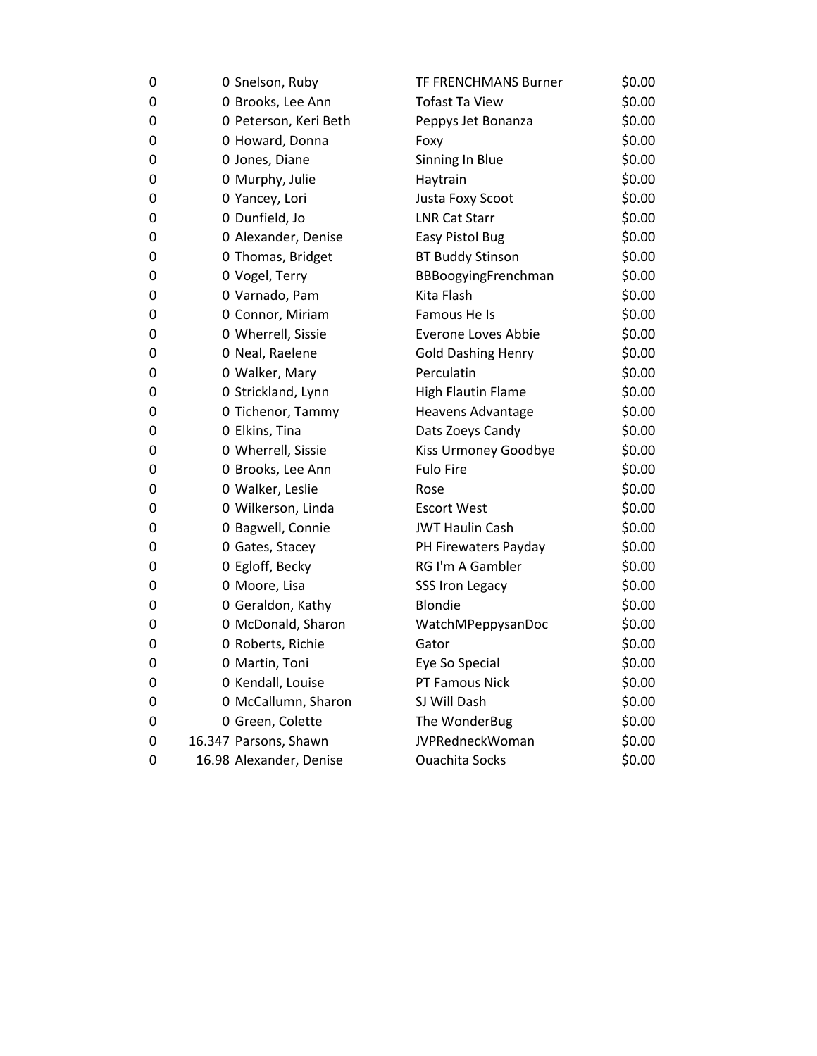| | | | | |
|---|---|---|---|---|
| 0 | 0 | Snelson, Ruby | TF FRENCHMANS Burner | $0.00 |
| 0 | 0 | Brooks, Lee Ann | Tofast Ta View | $0.00 |
| 0 | 0 | Peterson, Keri Beth | Peppys Jet Bonanza | $0.00 |
| 0 | 0 | Howard, Donna | Foxy | $0.00 |
| 0 | 0 | Jones, Diane | Sinning In Blue | $0.00 |
| 0 | 0 | Murphy, Julie | Haytrain | $0.00 |
| 0 | 0 | Yancey, Lori | Justa Foxy Scoot | $0.00 |
| 0 | 0 | Dunfield, Jo | LNR Cat Starr | $0.00 |
| 0 | 0 | Alexander, Denise | Easy Pistol Bug | $0.00 |
| 0 | 0 | Thomas, Bridget | BT Buddy Stinson | $0.00 |
| 0 | 0 | Vogel, Terry | BBBoogyingFrenchman | $0.00 |
| 0 | 0 | Varnado, Pam | Kita Flash | $0.00 |
| 0 | 0 | Connor, Miriam | Famous He Is | $0.00 |
| 0 | 0 | Wherrell, Sissie | Everone Loves Abbie | $0.00 |
| 0 | 0 | Neal, Raelene | Gold Dashing Henry | $0.00 |
| 0 | 0 | Walker, Mary | Perculatin | $0.00 |
| 0 | 0 | Strickland, Lynn | High Flautin Flame | $0.00 |
| 0 | 0 | Tichenor, Tammy | Heavens Advantage | $0.00 |
| 0 | 0 | Elkins, Tina | Dats Zoeys Candy | $0.00 |
| 0 | 0 | Wherrell, Sissie | Kiss Urmoney Goodbye | $0.00 |
| 0 | 0 | Brooks, Lee Ann | Fulo Fire | $0.00 |
| 0 | 0 | Walker, Leslie | Rose | $0.00 |
| 0 | 0 | Wilkerson, Linda | Escort West | $0.00 |
| 0 | 0 | Bagwell, Connie | JWT Haulin Cash | $0.00 |
| 0 | 0 | Gates, Stacey | PH Firewaters Payday | $0.00 |
| 0 | 0 | Egloff, Becky | RG I'm A Gambler | $0.00 |
| 0 | 0 | Moore, Lisa | SSS Iron Legacy | $0.00 |
| 0 | 0 | Geraldon, Kathy | Blondie | $0.00 |
| 0 | 0 | McDonald, Sharon | WatchMPeppysanDoc | $0.00 |
| 0 | 0 | Roberts, Richie | Gator | $0.00 |
| 0 | 0 | Martin, Toni | Eye So Special | $0.00 |
| 0 | 0 | Kendall, Louise | PT Famous Nick | $0.00 |
| 0 | 0 | McCallumn, Sharon | SJ Will Dash | $0.00 |
| 0 | 0 | Green, Colette | The WonderBug | $0.00 |
| 0 | 16.347 | Parsons, Shawn | JVPRedneckWoman | $0.00 |
| 0 | 16.98 | Alexander, Denise | Ouachita Socks | $0.00 |